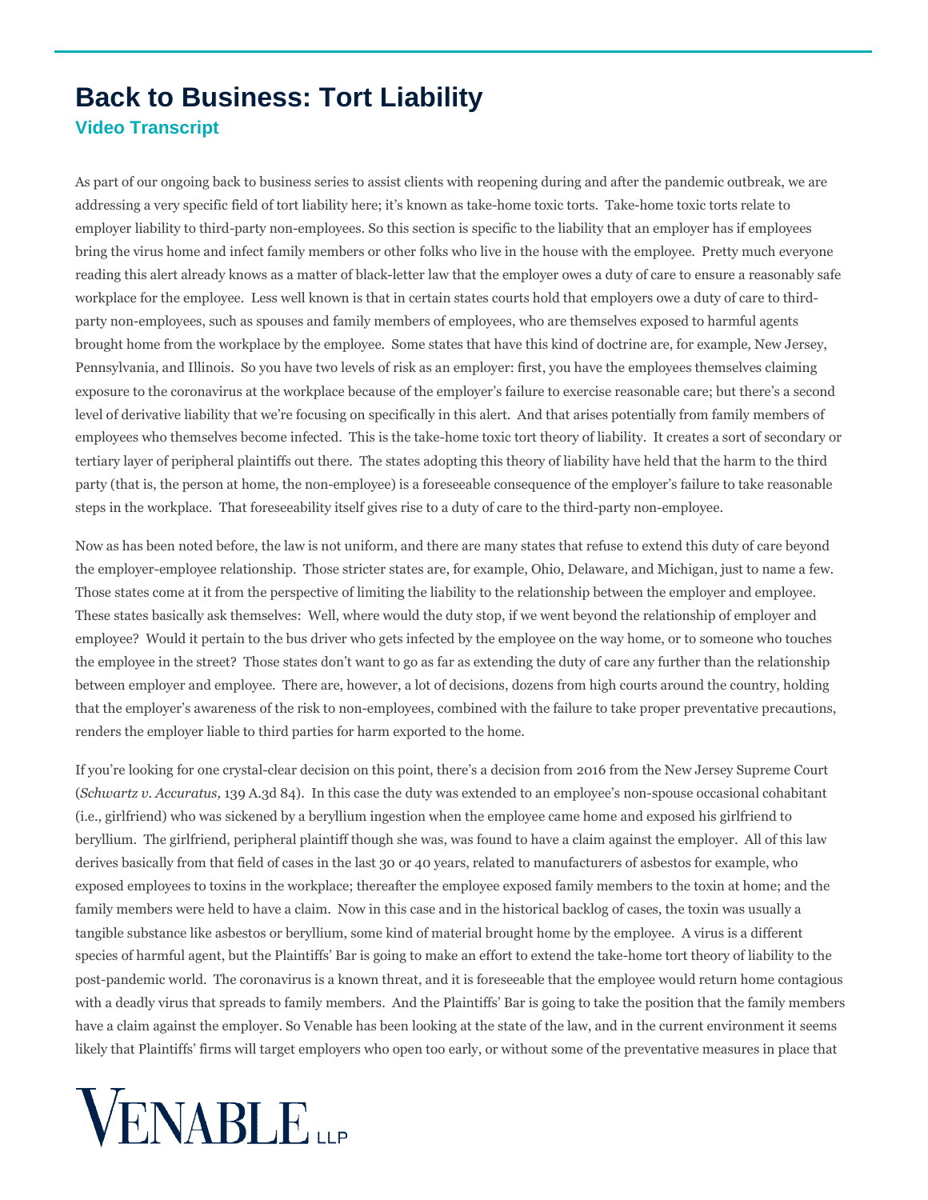# Back to Business: Tort Liability

## Video Transcript

As part of our ongoing back to business series to assist clients with reopening during and after the pandemic outbreak, we are addressing a very specific field of tort liability here; it's known as take-home toxic torts. Take-home toxic torts relate to employer liability to third-party non-employees. So this section is specific to the liability that an employer has if employees bring the virus home and infect family members or other folks who live in the house with the employee. Pretty much everyone reading this alert already knows as a matter of black-letter law that the employer owes a duty of care to ensure a reasonably safe workplace for the employee. Less well known is that in certain states courts hold that employers owe a duty of care to third-party non-employees, such as spouses and family members of employees, who are themselves exposed to harmful agents brought home from the workplace by the employee. Some states that have this kind of doctrine are, for example, New Jersey, Pennsylvania, and Illinois. So you have two levels of risk as an employer: first, you have the employees themselves claiming exposure to the coronavirus at the workplace because of the employer's failure to exercise reasonable care; but there's a second level of derivative liability that we're focusing on specifically in this alert. And that arises potentially from family members of employees who themselves become infected. This is the take-home toxic tort theory of liability. It creates a sort of secondary or tertiary layer of peripheral plaintiffs out there. The states adopting this theory of liability have held that the harm to the third party (that is, the person at home, the non-employee) is a foreseeable consequence of the employer's failure to take reasonable steps in the workplace. That foreseeability itself gives rise to a duty of care to the third-party non-employee.

Now as has been noted before, the law is not uniform, and there are many states that refuse to extend this duty of care beyond the employer-employee relationship. Those stricter states are, for example, Ohio, Delaware, and Michigan, just to name a few. Those states come at it from the perspective of limiting the liability to the relationship between the employer and employee. These states basically ask themselves: Well, where would the duty stop, if we went beyond the relationship of employer and employee? Would it pertain to the bus driver who gets infected by the employee on the way home, or to someone who touches the employee in the street? Those states don't want to go as far as extending the duty of care any further than the relationship between employer and employee. There are, however, a lot of decisions, dozens from high courts around the country, holding that the employer's awareness of the risk to non-employees, combined with the failure to take proper preventative precautions, renders the employer liable to third parties for harm exported to the home.

If you're looking for one crystal-clear decision on this point, there's a decision from 2016 from the New Jersey Supreme Court (*Schwartz v. Accuratus,* 139 A.3d 84). In this case the duty was extended to an employee's non-spouse occasional cohabitant (i.e., girlfriend) who was sickened by a beryllium ingestion when the employee came home and exposed his girlfriend to beryllium. The girlfriend, peripheral plaintiff though she was, was found to have a claim against the employer. All of this law derives basically from that field of cases in the last 30 or 40 years, related to manufacturers of asbestos for example, who exposed employees to toxins in the workplace; thereafter the employee exposed family members to the toxin at home; and the family members were held to have a claim. Now in this case and in the historical backlog of cases, the toxin was usually a tangible substance like asbestos or beryllium, some kind of material brought home by the employee. A virus is a different species of harmful agent, but the Plaintiffs' Bar is going to make an effort to extend the take-home tort theory of liability to the post-pandemic world. The coronavirus is a known threat, and it is foreseeable that the employee would return home contagious with a deadly virus that spreads to family members. And the Plaintiffs' Bar is going to take the position that the family members have a claim against the employer. So Venable has been looking at the state of the law, and in the current environment it seems likely that Plaintiffs' firms will target employers who open too early, or without some of the preventative measures in place that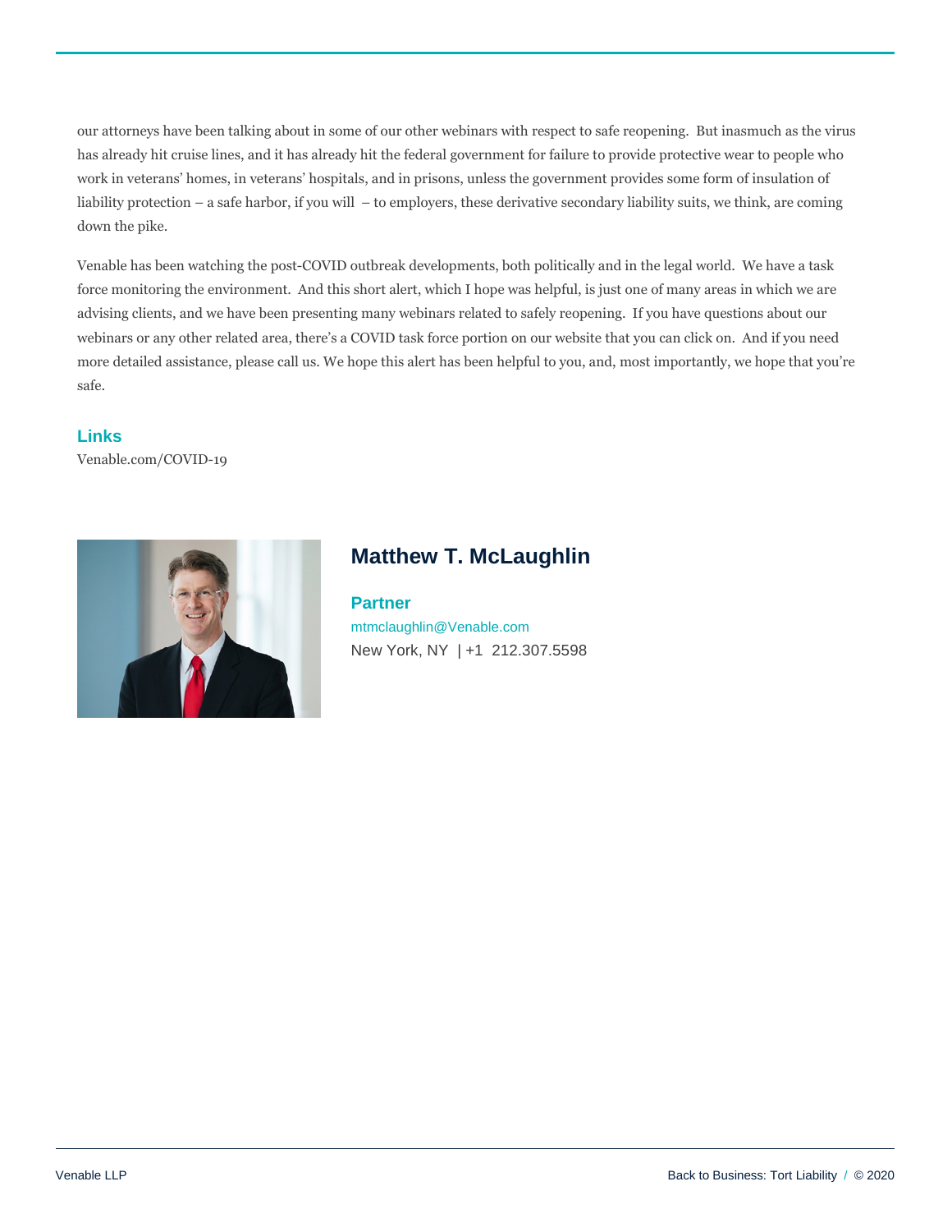our attorneys have been talking about in some of our other webinars with respect to safe reopening. But inasmuch as the virus has already hit cruise lines, and it has already hit the federal government for failure to provide protective wear to people who work in veterans' homes, in veterans' hospitals, and in prisons, unless the government provides some form of insulation of liability protection – a safe harbor, if you will – to employers, these derivative secondary liability suits, we think, are coming down the pike.

Venable has been watching the post-COVID outbreak developments, both politically and in the legal world. We have a task force monitoring the environment. And this short alert, which I hope was helpful, is just one of many areas in which we are advising clients, and we have been presenting many webinars related to safely reopening. If you have questions about our webinars or any other related area, there's a COVID task force portion on our website that you can click on. And if you need more detailed assistance, please call us. We hope this alert has been helpful to you, and, most importantly, we hope that you're safe.

### Links

Venable.com/COVID-19

## Matthew T. McLaughlin

### Partner

mtmclaughlin@Venable.com

New York, NY | +1 212.307.5598